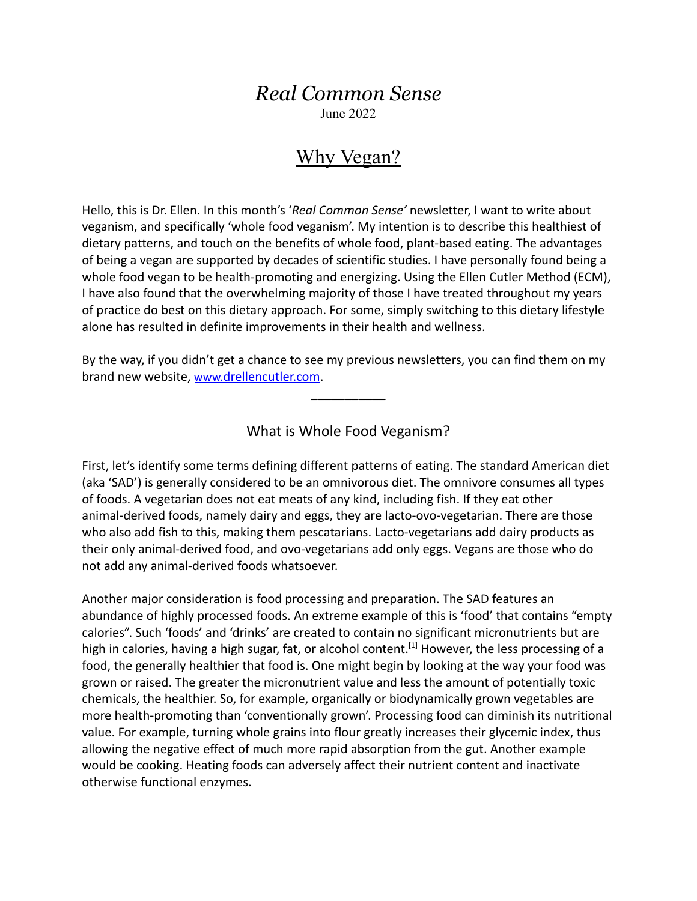# *Real Common Sense*

June 2022

## Why Vegan?

Hello, this is Dr. Ellen. In this month's '*Real Common Sense'* newsletter, I want to write about veganism, and specifically 'whole food veganism'. My intention is to describe this healthiest of dietary patterns, and touch on the benefits of whole food, plant-based eating. The advantages of being a vegan are supported by decades of scientific studies. I have personally found being a whole food vegan to be health-promoting and energizing. Using the Ellen Cutler Method (ECM), I have also found that the overwhelming majority of those I have treated throughout my years of practice do best on this dietary approach. For some, simply switching to this dietary lifestyle alone has resulted in definite improvements in their health and wellness.

By the way, if you didn't get a chance to see my previous newsletters, you can find them on my brand new website, [www.drellencutler.com](http://www.drellencutler.com).

---

### What is Whole Food Veganism?

First, let's identify some terms defining different patterns of eating. The standard American diet (aka 'SAD') is generally considered to be an omnivorous diet. The omnivore consumes all types of foods. A vegetarian does not eat meats of any kind, including fish. If they eat other animal-derived foods, namely dairy and eggs, they are lacto-ovo-vegetarian. There are those who also add fish to this, making them pescatarians. Lacto-vegetarians add dairy products as their only animal-derived food, and ovo-vegetarians add only eggs. Vegans are those who do not add any animal-derived foods whatsoever.

Another major consideration is food processing and preparation. The SAD features an abundance of highly processed foods. An extreme example of this is 'food' that contains "empty calories". Such 'foods' and 'drinks' are created to contain no significant micronutrients but are high in calories, having a high sugar, fat, or alcohol content.[1] However, the less processing of a food, the generally healthier that food is. One might begin by looking at the way your food was grown or raised. The greater the micronutrient value and less the amount of potentially toxic chemicals, the healthier. So, for example, organically or biodynamically grown vegetables are more health-promoting than 'conventionally grown'. Processing food can diminish its nutritional value. For example, turning whole grains into flour greatly increases their glycemic index, thus allowing the negative effect of much more rapid absorption from the gut. Another example would be cooking. Heating foods can adversely affect their nutrient content and inactivate otherwise functional enzymes.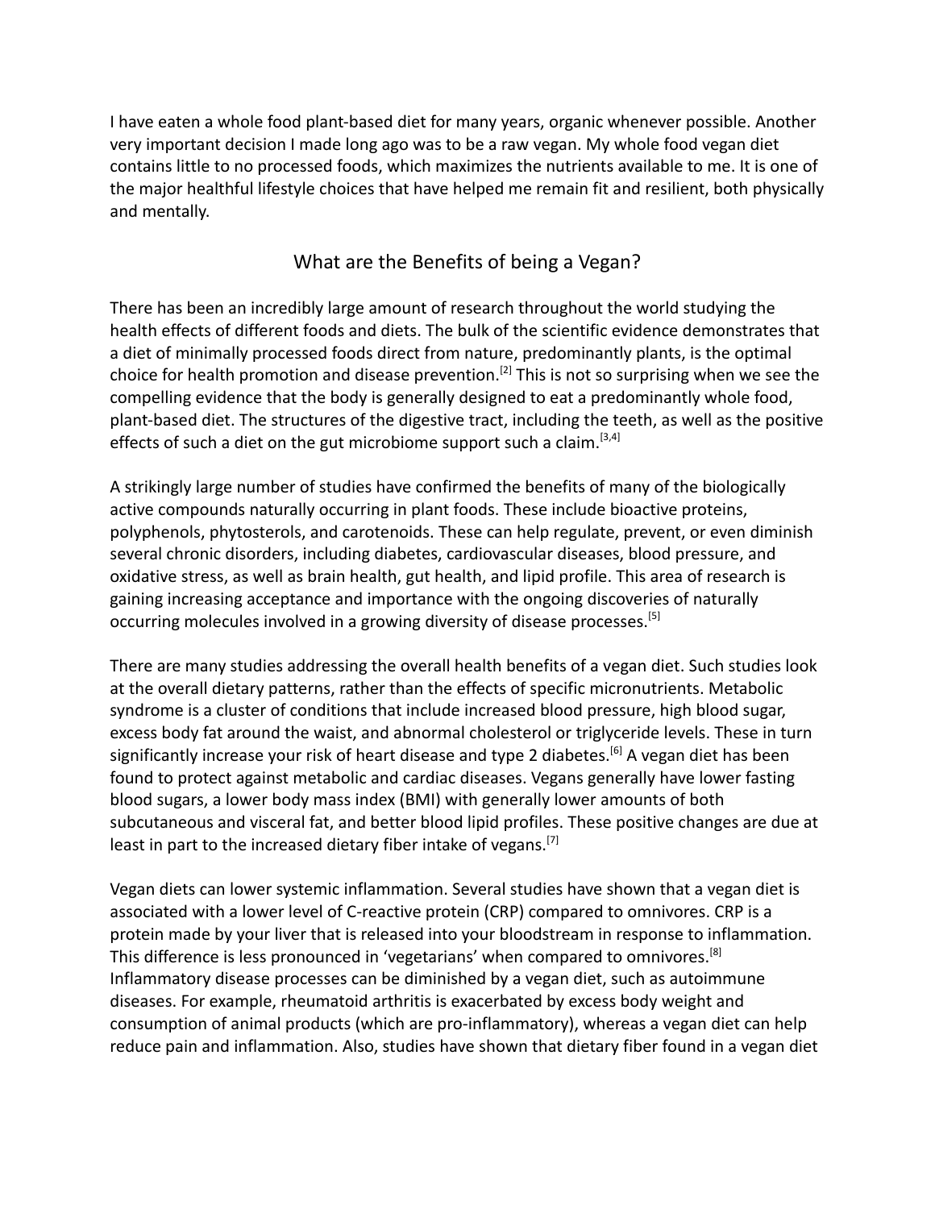I have eaten a whole food plant-based diet for many years, organic whenever possible. Another very important decision I made long ago was to be a raw vegan. My whole food vegan diet contains little to no processed foods, which maximizes the nutrients available to me. It is one of the major healthful lifestyle choices that have helped me remain fit and resilient, both physically and mentally.

## What are the Benefits of being a Vegan?

There has been an incredibly large amount of research throughout the world studying the health effects of different foods and diets. The bulk of the scientific evidence demonstrates that a diet of minimally processed foods direct from nature, predominantly plants, is the optimal choice for health promotion and disease prevention.[2] This is not so surprising when we see the compelling evidence that the body is generally designed to eat a predominantly whole food, plant-based diet. The structures of the digestive tract, including the teeth, as well as the positive effects of such a diet on the gut microbiome support such a claim.[3,4]

A strikingly large number of studies have confirmed the benefits of many of the biologically active compounds naturally occurring in plant foods. These include bioactive proteins, polyphenols, phytosterols, and carotenoids. These can help regulate, prevent, or even diminish several chronic disorders, including diabetes, cardiovascular diseases, blood pressure, and oxidative stress, as well as brain health, gut health, and lipid profile. This area of research is gaining increasing acceptance and importance with the ongoing discoveries of naturally occurring molecules involved in a growing diversity of disease processes.[5]

There are many studies addressing the overall health benefits of a vegan diet. Such studies look at the overall dietary patterns, rather than the effects of specific micronutrients. Metabolic syndrome is a cluster of conditions that include increased blood pressure, high blood sugar, excess body fat around the waist, and abnormal cholesterol or triglyceride levels. These in turn significantly increase your risk of heart disease and type 2 diabetes.[6] A vegan diet has been found to protect against metabolic and cardiac diseases. Vegans generally have lower fasting blood sugars, a lower body mass index (BMI) with generally lower amounts of both subcutaneous and visceral fat, and better blood lipid profiles. These positive changes are due at least in part to the increased dietary fiber intake of vegans.[7]

Vegan diets can lower systemic inflammation. Several studies have shown that a vegan diet is associated with a lower level of C-reactive protein (CRP) compared to omnivores. CRP is a protein made by your liver that is released into your bloodstream in response to inflammation. This difference is less pronounced in 'vegetarians' when compared to omnivores.[8] Inflammatory disease processes can be diminished by a vegan diet, such as autoimmune diseases. For example, rheumatoid arthritis is exacerbated by excess body weight and consumption of animal products (which are pro-inflammatory), whereas a vegan diet can help reduce pain and inflammation. Also, studies have shown that dietary fiber found in a vegan diet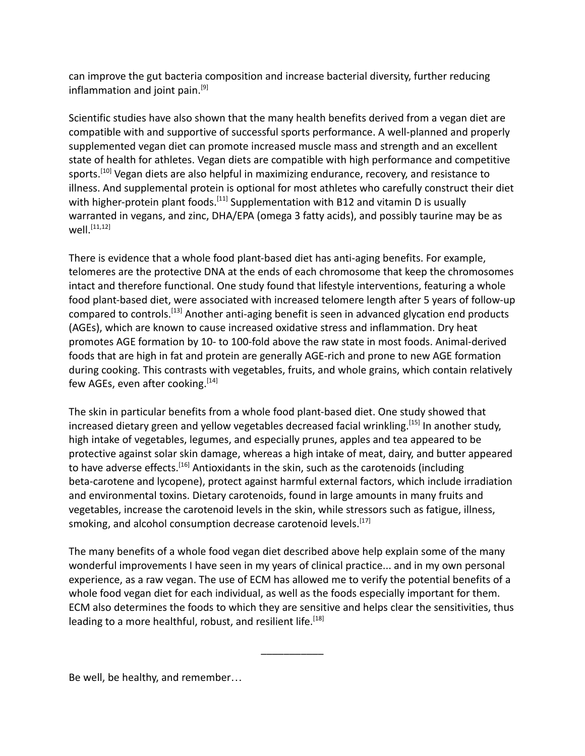can improve the gut bacteria composition and increase bacterial diversity, further reducing inflammation and joint pain.[9]

Scientific studies have also shown that the many health benefits derived from a vegan diet are compatible with and supportive of successful sports performance. A well-planned and properly supplemented vegan diet can promote increased muscle mass and strength and an excellent state of health for athletes. Vegan diets are compatible with high performance and competitive sports.[10] Vegan diets are also helpful in maximizing endurance, recovery, and resistance to illness. And supplemental protein is optional for most athletes who carefully construct their diet with higher-protein plant foods.[11] Supplementation with B12 and vitamin D is usually warranted in vegans, and zinc, DHA/EPA (omega 3 fatty acids), and possibly taurine may be as well.[11,12]

There is evidence that a whole food plant-based diet has anti-aging benefits. For example, telomeres are the protective DNA at the ends of each chromosome that keep the chromosomes intact and therefore functional. One study found that lifestyle interventions, featuring a whole food plant-based diet, were associated with increased telomere length after 5 years of follow-up compared to controls.[13] Another anti-aging benefit is seen in advanced glycation end products (AGEs), which are known to cause increased oxidative stress and inflammation. Dry heat promotes AGE formation by 10- to 100-fold above the raw state in most foods. Animal-derived foods that are high in fat and protein are generally AGE-rich and prone to new AGE formation during cooking. This contrasts with vegetables, fruits, and whole grains, which contain relatively few AGEs, even after cooking.[14]

The skin in particular benefits from a whole food plant-based diet. One study showed that increased dietary green and yellow vegetables decreased facial wrinkling.[15] In another study, high intake of vegetables, legumes, and especially prunes, apples and tea appeared to be protective against solar skin damage, whereas a high intake of meat, dairy, and butter appeared to have adverse effects.[16] Antioxidants in the skin, such as the carotenoids (including beta-carotene and lycopene), protect against harmful external factors, which include irradiation and environmental toxins. Dietary carotenoids, found in large amounts in many fruits and vegetables, increase the carotenoid levels in the skin, while stressors such as fatigue, illness, smoking, and alcohol consumption decrease carotenoid levels.[17]

The many benefits of a whole food vegan diet described above help explain some of the many wonderful improvements I have seen in my years of clinical practice... and in my own personal experience, as a raw vegan. The use of ECM has allowed me to verify the potential benefits of a whole food vegan diet for each individual, as well as the foods especially important for them. ECM also determines the foods to which they are sensitive and helps clear the sensitivities, thus leading to a more healthful, robust, and resilient life.[18]

___________

Be well, be healthy, and remember…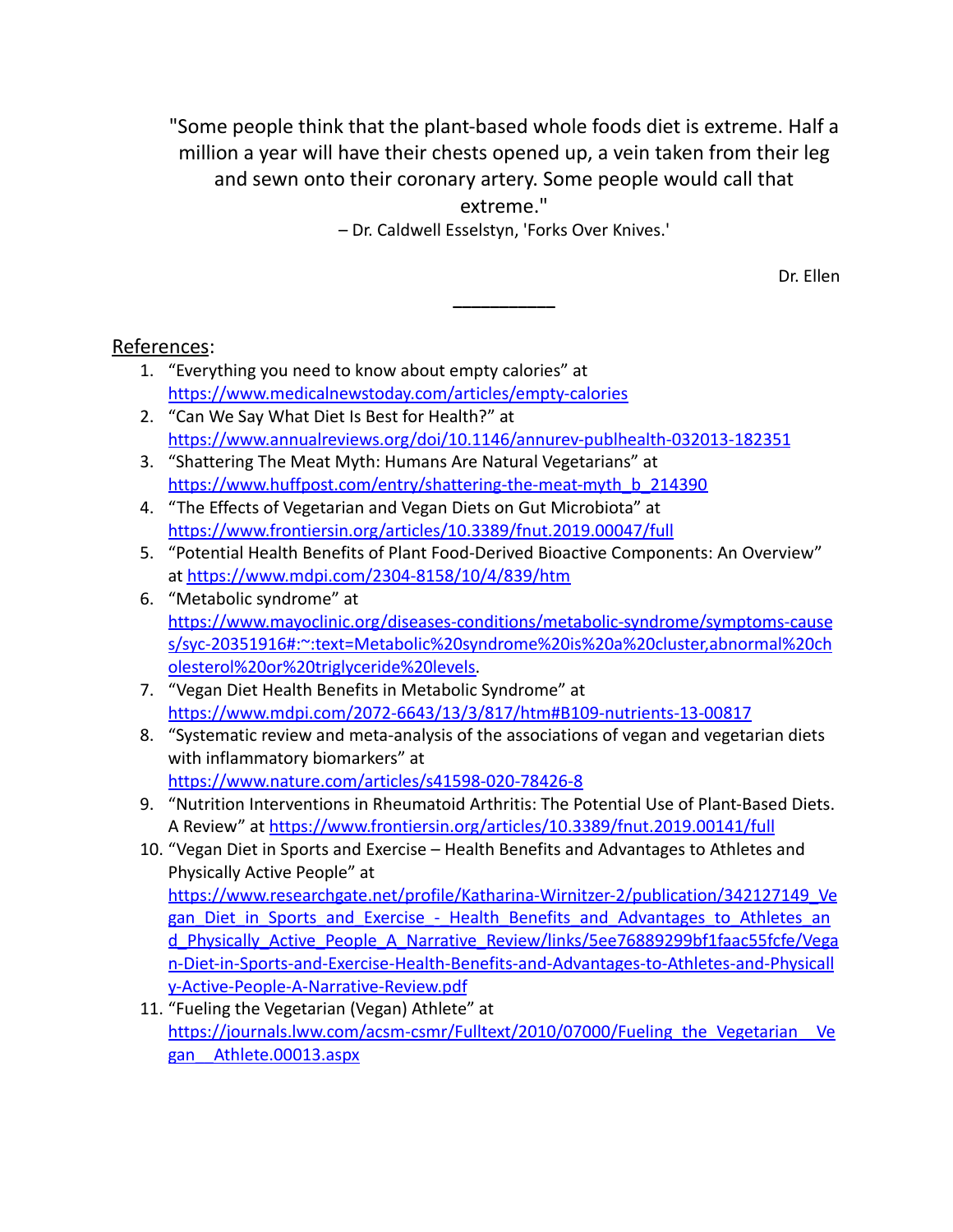"Some people think that the plant-based whole foods diet is extreme. Half a million a year will have their chests opened up, a vein taken from their leg and sewn onto their coronary artery. Some people would call that extreme."
– Dr. Caldwell Esselstyn, 'Forks Over Knives.'

Dr. Ellen

---

References:

1. "Everything you need to know about empty calories" at https://www.medicalnewstoday.com/articles/empty-calories
2. "Can We Say What Diet Is Best for Health?" at https://www.annualreviews.org/doi/10.1146/annurev-publhealth-032013-182351
3. "Shattering The Meat Myth: Humans Are Natural Vegetarians" at https://www.huffpost.com/entry/shattering-the-meat-myth_b_214390
4. "The Effects of Vegetarian and Vegan Diets on Gut Microbiota" at https://www.frontiersin.org/articles/10.3389/fnut.2019.00047/full
5. "Potential Health Benefits of Plant Food-Derived Bioactive Components: An Overview" at https://www.mdpi.com/2304-8158/10/4/839/htm
6. "Metabolic syndrome" at https://www.mayoclinic.org/diseases-conditions/metabolic-syndrome/symptoms-causes/syc-20351916#:~:text=Metabolic%20syndrome%20is%20a%20cluster,abnormal%20cholesterol%20or%20triglyceride%20levels.
7. "Vegan Diet Health Benefits in Metabolic Syndrome" at https://www.mdpi.com/2072-6643/13/3/817/htm#B109-nutrients-13-00817
8. "Systematic review and meta-analysis of the associations of vegan and vegetarian diets with inflammatory biomarkers" at https://www.nature.com/articles/s41598-020-78426-8
9. "Nutrition Interventions in Rheumatoid Arthritis: The Potential Use of Plant-Based Diets. A Review" at https://www.frontiersin.org/articles/10.3389/fnut.2019.00141/full
10. "Vegan Diet in Sports and Exercise – Health Benefits and Advantages to Athletes and Physically Active People" at https://www.researchgate.net/profile/Katharina-Wirnitzer-2/publication/342127149_Vegan_Diet_in_Sports_and_Exercise_-_Health_Benefits_and_Advantages_to_Athletes_and_Physically_Active_People_A_Narrative_Review/links/5ee76889299bf1faac55fcfe/Vegan-Diet-in-Sports-and-Exercise-Health-Benefits-and-Advantages-to-Athletes-and-Physically-Active-People-A-Narrative-Review.pdf
11. "Fueling the Vegetarian (Vegan) Athlete" at https://journals.lww.com/acsm-csmr/Fulltext/2010/07000/Fueling_the_Vegetarian__Vegan__Athlete.00013.aspx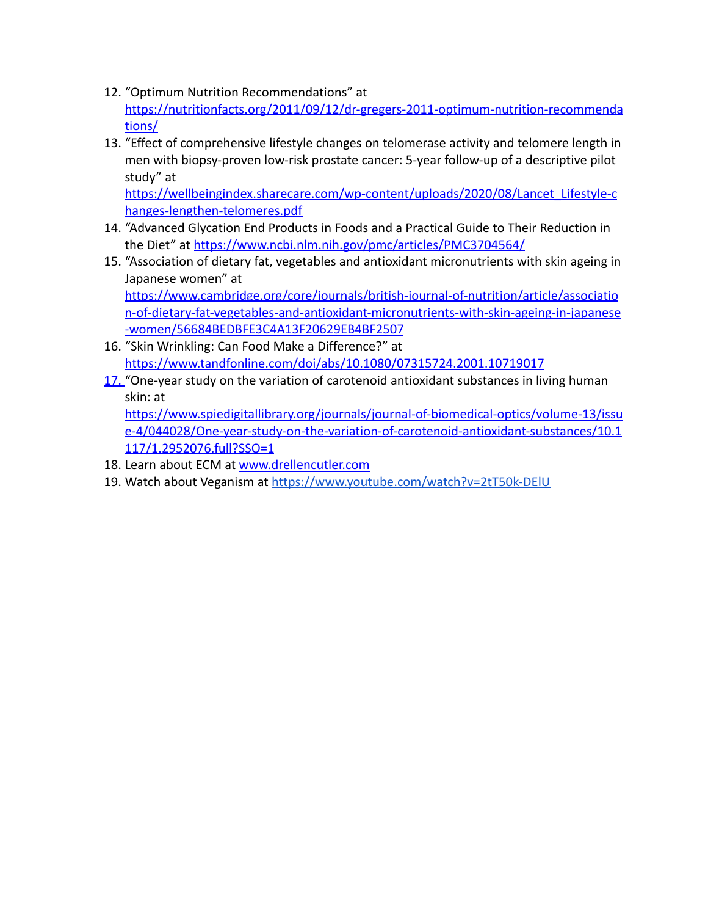12. "Optimum Nutrition Recommendations" at https://nutritionfacts.org/2011/09/12/dr-gregers-2011-optimum-nutrition-recommendations/
13. "Effect of comprehensive lifestyle changes on telomerase activity and telomere length in men with biopsy-proven low-risk prostate cancer: 5-year follow-up of a descriptive pilot study" at https://wellbeingindex.sharecare.com/wp-content/uploads/2020/08/Lancet_Lifestyle-changes-lengthen-telomeres.pdf
14. "Advanced Glycation End Products in Foods and a Practical Guide to Their Reduction in the Diet" at https://www.ncbi.nlm.nih.gov/pmc/articles/PMC3704564/
15. "Association of dietary fat, vegetables and antioxidant micronutrients with skin ageing in Japanese women" at https://www.cambridge.org/core/journals/british-journal-of-nutrition/article/association-of-dietary-fat-vegetables-and-antioxidant-micronutrients-with-skin-ageing-in-japanese-women/56684BEDBFE3C4A13F20629EB4BF2507
16. "Skin Wrinkling: Can Food Make a Difference?" at https://www.tandfonline.com/doi/abs/10.1080/07315724.2001.10719017
17. "One-year study on the variation of carotenoid antioxidant substances in living human skin: at https://www.spiedigitallibrary.org/journals/journal-of-biomedical-optics/volume-13/issue-4/044028/One-year-study-on-the-variation-of-carotenoid-antioxidant-substances/10.1117/1.2952076.full?SSO=1
18. Learn about ECM at www.drellencutler.com
19. Watch about Veganism at https://www.youtube.com/watch?v=2tT50k-DElU